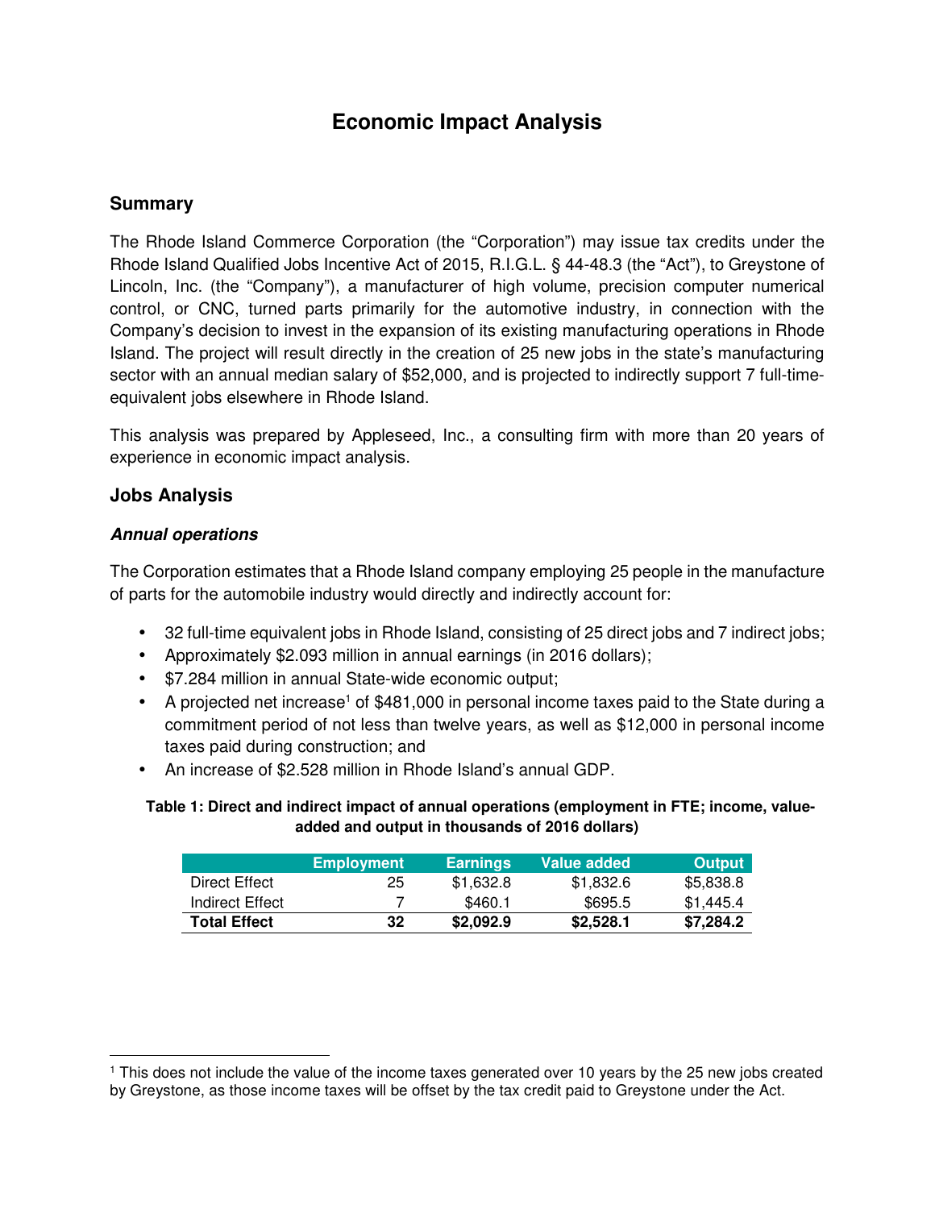# Economic Impact Analysis

## Summary

The Rhode Island Commerce Corporation (the "Corporation") may issue tax credits under the Rhode Island Qualified Jobs Incentive Act of 2015, R.I.G.L. § 44-48.3 (the "Act"), to Greystone of Lincoln, Inc. (the "Company"), a manufacturer of high volume, precision computer numerical control, or CNC, turned parts primarily for the automotive industry, in connection with the Company's decision to invest in the expansion of its existing manufacturing operations in Rhode Island. The project will result directly in the creation of 25 new jobs in the state's manufacturing sector with an annual median salary of $52,000, and is projected to indirectly support 7 full-time-equivalent jobs elsewhere in Rhode Island.

This analysis was prepared by Appleseed, Inc., a consulting firm with more than 20 years of experience in economic impact analysis.

## Jobs Analysis

### *Annual operations*

The Corporation estimates that a Rhode Island company employing 25 people in the manufacture of parts for the automobile industry would directly and indirectly account for:

- 32 full-time equivalent jobs in Rhode Island, consisting of 25 direct jobs and 7 indirect jobs;
- Approximately $2.093 million in annual earnings (in 2016 dollars);
- $7.284 million in annual State-wide economic output;
- A projected net increase[1] of $481,000 in personal income taxes paid to the State during a commitment period of not less than twelve years, as well as $12,000 in personal income taxes paid during construction; and
- An increase of $2.528 million in Rhode Island's annual GDP.

**Table 1: Direct and indirect impact of annual operations (employment in FTE; income, value-added and output in thousands of 2016 dollars)**

| | Employment | Earnings | Value added | Output |
|---|---|---|---|---|
| Direct Effect | 25 | $1,632.8 | $1,832.6 | $5,838.8 |
| Indirect Effect | 7 | $460.1 | $695.5 | $1,445.4 |
| **Total Effect** | **32** | **$2,092.9** | **$2,528.1** | **$7,284.2** |

[1] This does not include the value of the income taxes generated over 10 years by the 25 new jobs created by Greystone, as those income taxes will be offset by the tax credit paid to Greystone under the Act.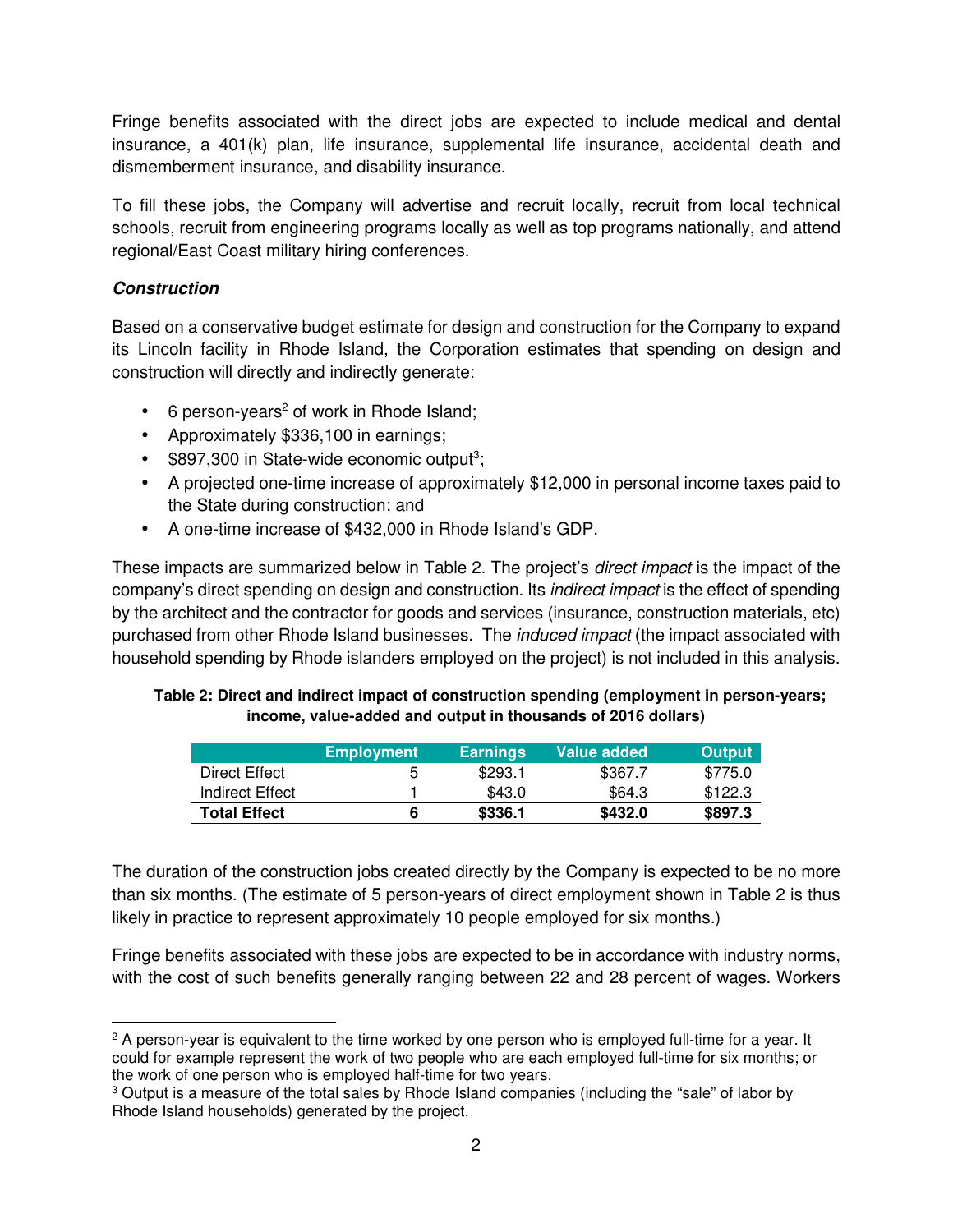Fringe benefits associated with the direct jobs are expected to include medical and dental insurance, a 401(k) plan, life insurance, supplemental life insurance, accidental death and dismemberment insurance, and disability insurance.

To fill these jobs, the Company will advertise and recruit locally, recruit from local technical schools, recruit from engineering programs locally as well as top programs nationally, and attend regional/East Coast military hiring conferences.

### ***Construction***

Based on a conservative budget estimate for design and construction for the Company to expand its Lincoln facility in Rhode Island, the Corporation estimates that spending on design and construction will directly and indirectly generate:

- 6 person-years[2] of work in Rhode Island;
- Approximately $336,100 in earnings;
- $897,300 in State-wide economic output[3];
- A projected one-time increase of approximately $12,000 in personal income taxes paid to the State during construction; and
- A one-time increase of $432,000 in Rhode Island's GDP.

These impacts are summarized below in Table 2. The project's *direct impact* is the impact of the company's direct spending on design and construction. Its *indirect impact* is the effect of spending by the architect and the contractor for goods and services (insurance, construction materials, etc) purchased from other Rhode Island businesses. The *induced impact* (the impact associated with household spending by Rhode islanders employed on the project) is not included in this analysis.

**Table 2: Direct and indirect impact of construction spending (employment in person-years; income, value-added and output in thousands of 2016 dollars)**

| | Employment | Earnings | Value added | Output |
|---|---|---|---|---|
| Direct Effect | 5 | $293.1 | $367.7 | $775.0 |
| Indirect Effect | 1 | $43.0 | $64.3 | $122.3 |
| **Total Effect** | **6** | **$336.1** | **$432.0** | **$897.3** |

The duration of the construction jobs created directly by the Company is expected to be no more than six months. (The estimate of 5 person-years of direct employment shown in Table 2 is thus likely in practice to represent approximately 10 people employed for six months.)

Fringe benefits associated with these jobs are expected to be in accordance with industry norms, with the cost of such benefits generally ranging between 22 and 28 percent of wages. Workers

[2] A person-year is equivalent to the time worked by one person who is employed full-time for a year. It could for example represent the work of two people who are each employed full-time for six months; or the work of one person who is employed half-time for two years.

[3] Output is a measure of the total sales by Rhode Island companies (including the "sale" of labor by Rhode Island households) generated by the project.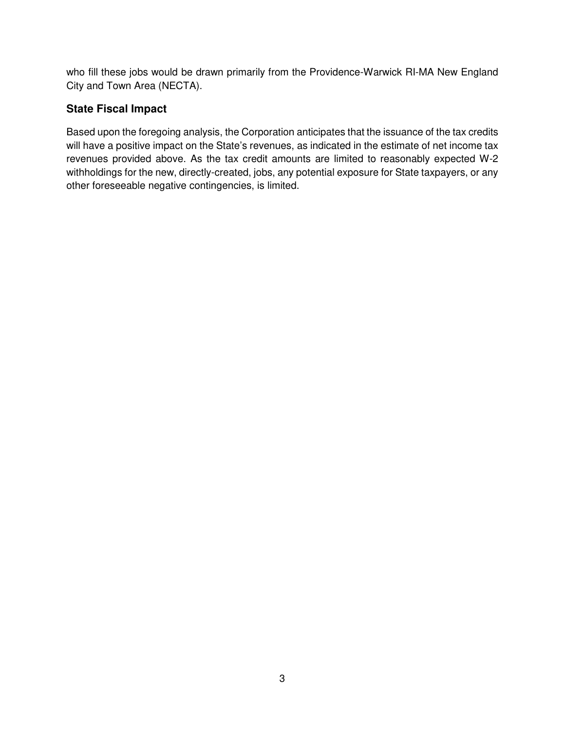who fill these jobs would be drawn primarily from the Providence-Warwick RI-MA New England City and Town Area (NECTA).

## State Fiscal Impact

Based upon the foregoing analysis, the Corporation anticipates that the issuance of the tax credits will have a positive impact on the State's revenues, as indicated in the estimate of net income tax revenues provided above. As the tax credit amounts are limited to reasonably expected W-2 withholdings for the new, directly-created, jobs, any potential exposure for State taxpayers, or any other foreseeable negative contingencies, is limited.